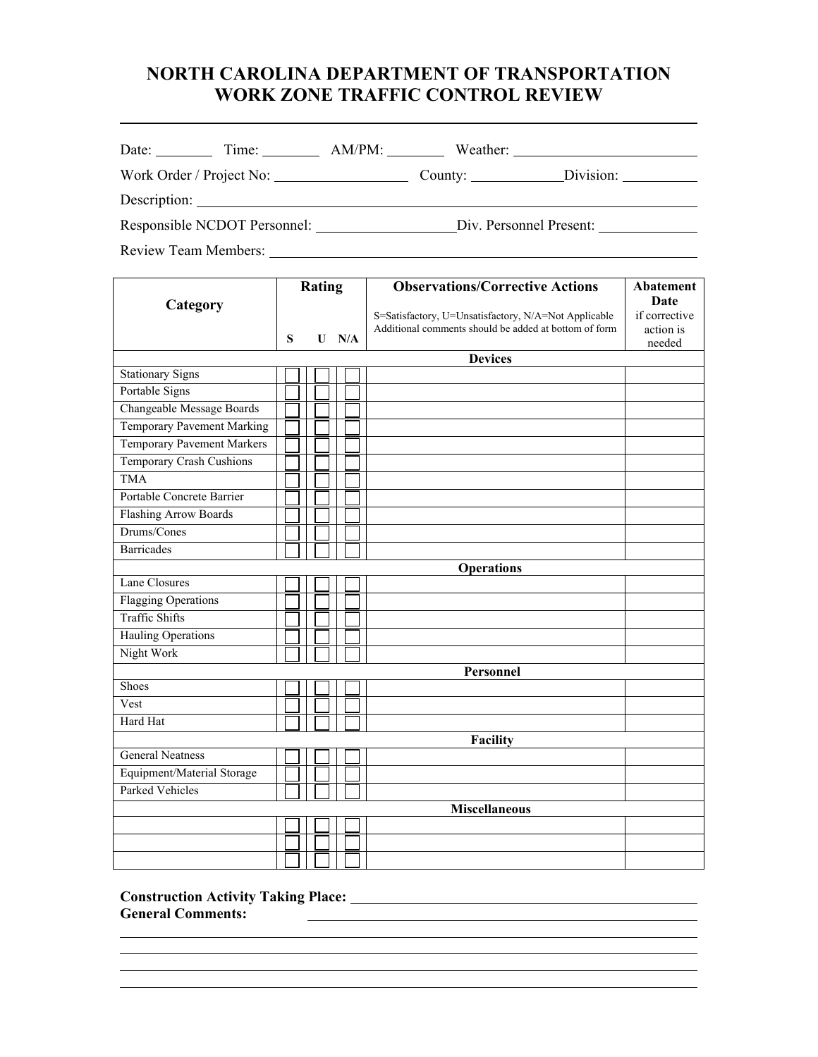# NORTH CAROLINA DEPARTMENT OF TRANSPORTATION
# WORK ZONE TRAFFIC CONTROL REVIEW

Date: ________ Time: ________ AM/PM: ________ Weather: ________________________

Work Order / Project No: __________________ County: ____________ Division: __________

Description: ____________________________________________________________

Responsible NCDOT Personnel: __________________ Div. Personnel Present: ____________

Review Team Members: ____________________________________________________

| Category | Rating | | | Observations/Corrective Actions<br>S=Satisfactory, U=Unsatisfactory, N/A=Not Applicable<br>Additional comments should be added at bottom of form | Abatement Date if corrective action is needed |
|---|---|---|---|---|---|
| | S | U | N/A | | |
| **Devices** | | | | | |
| Stationary Signs | ☐ | ☐ | ☐ | | |
| Portable Signs | ☐ | ☐ | ☐ | | |
| Changeable Message Boards | ☐ | ☐ | ☐ | | |
| Temporary Pavement Marking | ☐ | ☐ | ☐ | | |
| Temporary Pavement Markers | ☐ | ☐ | ☐ | | |
| Temporary Crash Cushions | ☐ | ☐ | ☐ | | |
| TMA | ☐ | ☐ | ☐ | | |
| Portable Concrete Barrier | ☐ | ☐ | ☐ | | |
| Flashing Arrow Boards | ☐ | ☐ | ☐ | | |
| Drums/Cones | ☐ | ☐ | ☐ | | |
| Barricades | ☐ | ☐ | ☐ | | |
| **Operations** | | | | | |
| Lane Closures | ☐ | ☐ | ☐ | | |
| Flagging Operations | ☐ | ☐ | ☐ | | |
| Traffic Shifts | ☐ | ☐ | ☐ | | |
| Hauling Operations | ☐ | ☐ | ☐ | | |
| Night Work | ☐ | ☐ | ☐ | | |
| **Personnel** | | | | | |
| Shoes | ☐ | ☐ | ☐ | | |
| Vest | ☐ | ☐ | ☐ | | |
| Hard Hat | ☐ | ☐ | ☐ | | |
| **Facility** | | | | | |
| General Neatness | ☐ | ☐ | ☐ | | |
| Equipment/Material Storage | ☐ | ☐ | ☐ | | |
| Parked Vehicles | ☐ | ☐ | ☐ | | |
| **Miscellaneous** | | | | | |
| | ☐ | ☐ | ☐ | | |
| | ☐ | ☐ | ☐ | | |
| | ☐ | ☐ | ☐ | | |

**Construction Activity Taking Place:** ____________________________________________

**General Comments:** ____________________________________________

____________________________________________________________________

____________________________________________________________________

____________________________________________________________________

____________________________________________________________________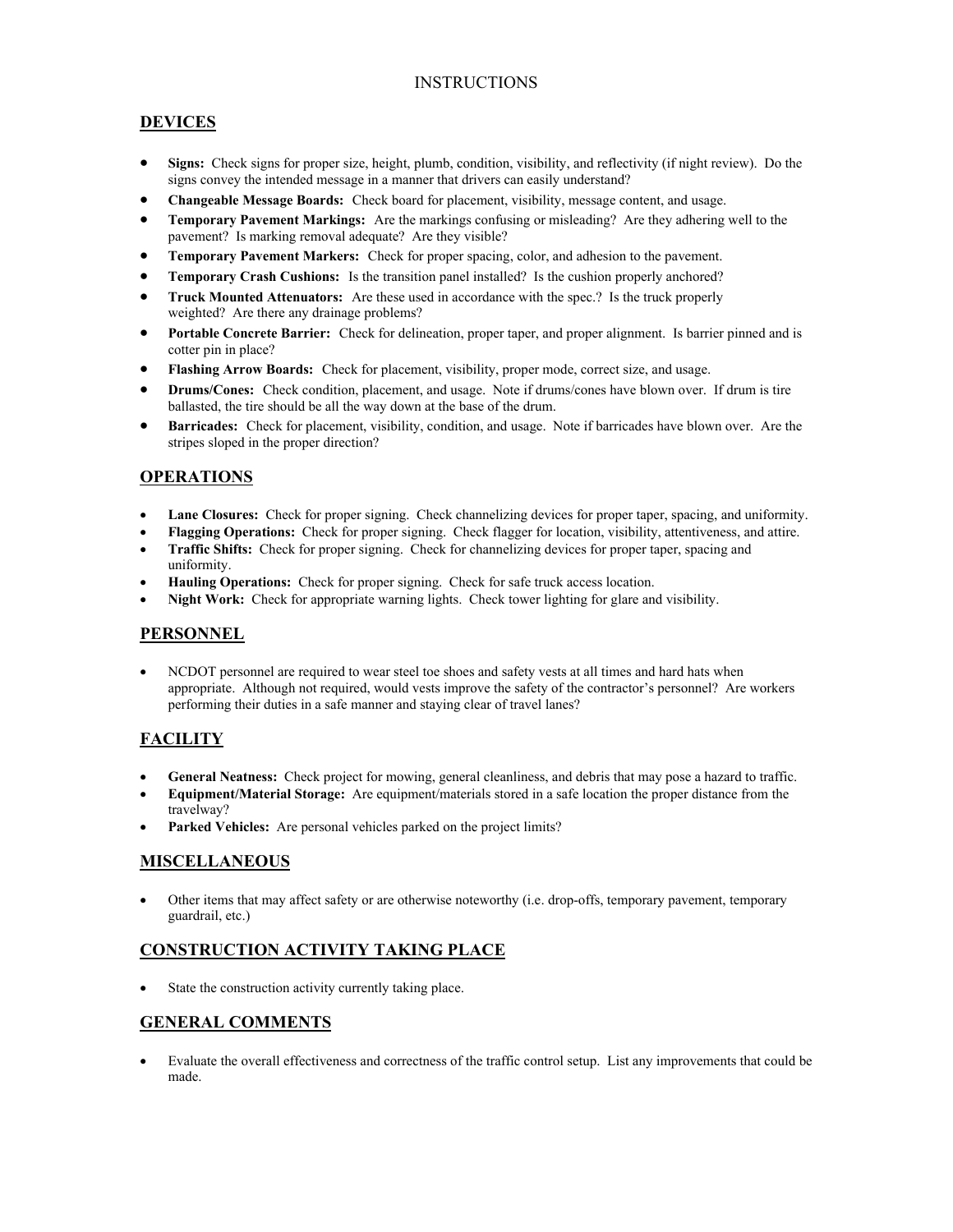# INSTRUCTIONS

## DEVICES

- **Signs:** Check signs for proper size, height, plumb, condition, visibility, and reflectivity (if night review). Do the signs convey the intended message in a manner that drivers can easily understand?
- **Changeable Message Boards:** Check board for placement, visibility, message content, and usage.
- **Temporary Pavement Markings:** Are the markings confusing or misleading? Are they adhering well to the pavement? Is marking removal adequate? Are they visible?
- **Temporary Pavement Markers:** Check for proper spacing, color, and adhesion to the pavement.
- **Temporary Crash Cushions:** Is the transition panel installed? Is the cushion properly anchored?
- **Truck Mounted Attenuators:** Are these used in accordance with the spec.? Is the truck properly weighted? Are there any drainage problems?
- **Portable Concrete Barrier:** Check for delineation, proper taper, and proper alignment. Is barrier pinned and is cotter pin in place?
- **Flashing Arrow Boards:** Check for placement, visibility, proper mode, correct size, and usage.
- **Drums/Cones:** Check condition, placement, and usage. Note if drums/cones have blown over. If drum is tire ballasted, the tire should be all the way down at the base of the drum.
- **Barricades:** Check for placement, visibility, condition, and usage. Note if barricades have blown over. Are the stripes sloped in the proper direction?

## OPERATIONS

- **Lane Closures:** Check for proper signing. Check channelizing devices for proper taper, spacing, and uniformity.
- **Flagging Operations:** Check for proper signing. Check flagger for location, visibility, attentiveness, and attire.
- **Traffic Shifts:** Check for proper signing. Check for channelizing devices for proper taper, spacing and uniformity.
- **Hauling Operations:** Check for proper signing. Check for safe truck access location.
- **Night Work:** Check for appropriate warning lights. Check tower lighting for glare and visibility.

## PERSONNEL

- NCDOT personnel are required to wear steel toe shoes and safety vests at all times and hard hats when appropriate. Although not required, would vests improve the safety of the contractor's personnel? Are workers performing their duties in a safe manner and staying clear of travel lanes?

## FACILITY

- **General Neatness:** Check project for mowing, general cleanliness, and debris that may pose a hazard to traffic.
- **Equipment/Material Storage:** Are equipment/materials stored in a safe location the proper distance from the travelway?
- **Parked Vehicles:** Are personal vehicles parked on the project limits?

## MISCELLANEOUS

- Other items that may affect safety or are otherwise noteworthy (i.e. drop-offs, temporary pavement, temporary guardrail, etc.)

## CONSTRUCTION ACTIVITY TAKING PLACE

- State the construction activity currently taking place.

## GENERAL COMMENTS

- Evaluate the overall effectiveness and correctness of the traffic control setup. List any improvements that could be made.